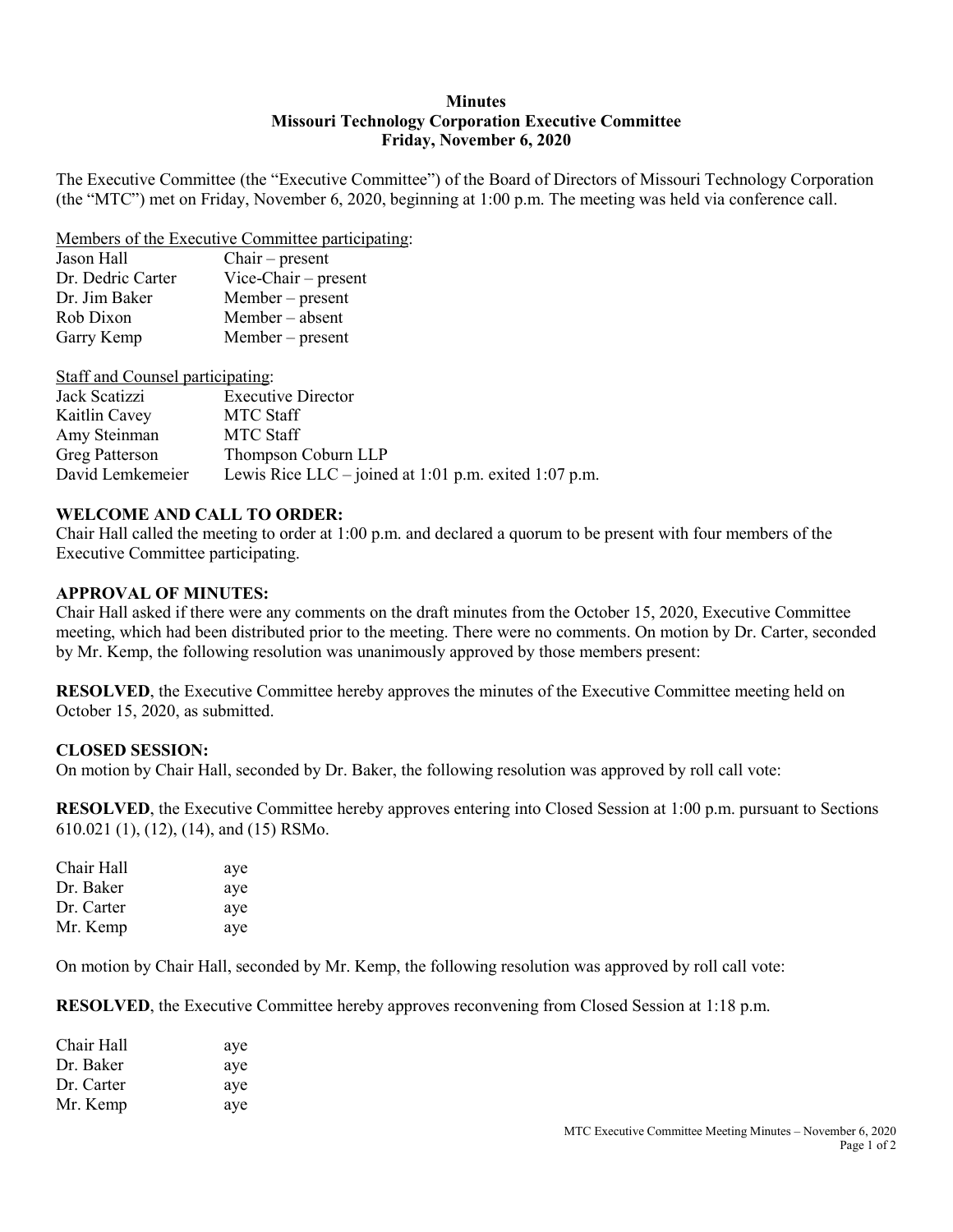**Minutes**
**Missouri Technology Corporation Executive Committee**
**Friday, November 6, 2020**

The Executive Committee (the "Executive Committee") of the Board of Directors of Missouri Technology Corporation (the "MTC") met on Friday, November 6, 2020, beginning at 1:00 p.m. The meeting was held via conference call.

Members of the Executive Committee participating:

| | |
|---|---|
| Jason Hall | Chair – present |
| Dr. Dedric Carter | Vice-Chair – present |
| Dr. Jim Baker | Member – present |
| Rob Dixon | Member – absent |
| Garry Kemp | Member – present |

Staff and Counsel participating:

| | |
|---|---|
| Jack Scatizzi | Executive Director |
| Kaitlin Cavey | MTC Staff |
| Amy Steinman | MTC Staff |
| Greg Patterson | Thompson Coburn LLP |
| David Lemkemeier | Lewis Rice LLC – joined at 1:01 p.m. exited 1:07 p.m. |

**WELCOME AND CALL TO ORDER:**

Chair Hall called the meeting to order at 1:00 p.m. and declared a quorum to be present with four members of the Executive Committee participating.

**APPROVAL OF MINUTES:**

Chair Hall asked if there were any comments on the draft minutes from the October 15, 2020, Executive Committee meeting, which had been distributed prior to the meeting. There were no comments. On motion by Dr. Carter, seconded by Mr. Kemp, the following resolution was unanimously approved by those members present:

**RESOLVED**, the Executive Committee hereby approves the minutes of the Executive Committee meeting held on October 15, 2020, as submitted.

**CLOSED SESSION:**

On motion by Chair Hall, seconded by Dr. Baker, the following resolution was approved by roll call vote:

**RESOLVED**, the Executive Committee hereby approves entering into Closed Session at 1:00 p.m. pursuant to Sections 610.021 (1), (12), (14), and (15) RSMo.

| | |
|---|---|
| Chair Hall | aye |
| Dr. Baker | aye |
| Dr. Carter | aye |
| Mr. Kemp | aye |

On motion by Chair Hall, seconded by Mr. Kemp, the following resolution was approved by roll call vote:

**RESOLVED**, the Executive Committee hereby approves reconvening from Closed Session at 1:18 p.m.

| | |
|---|---|
| Chair Hall | aye |
| Dr. Baker | aye |
| Dr. Carter | aye |
| Mr. Kemp | aye |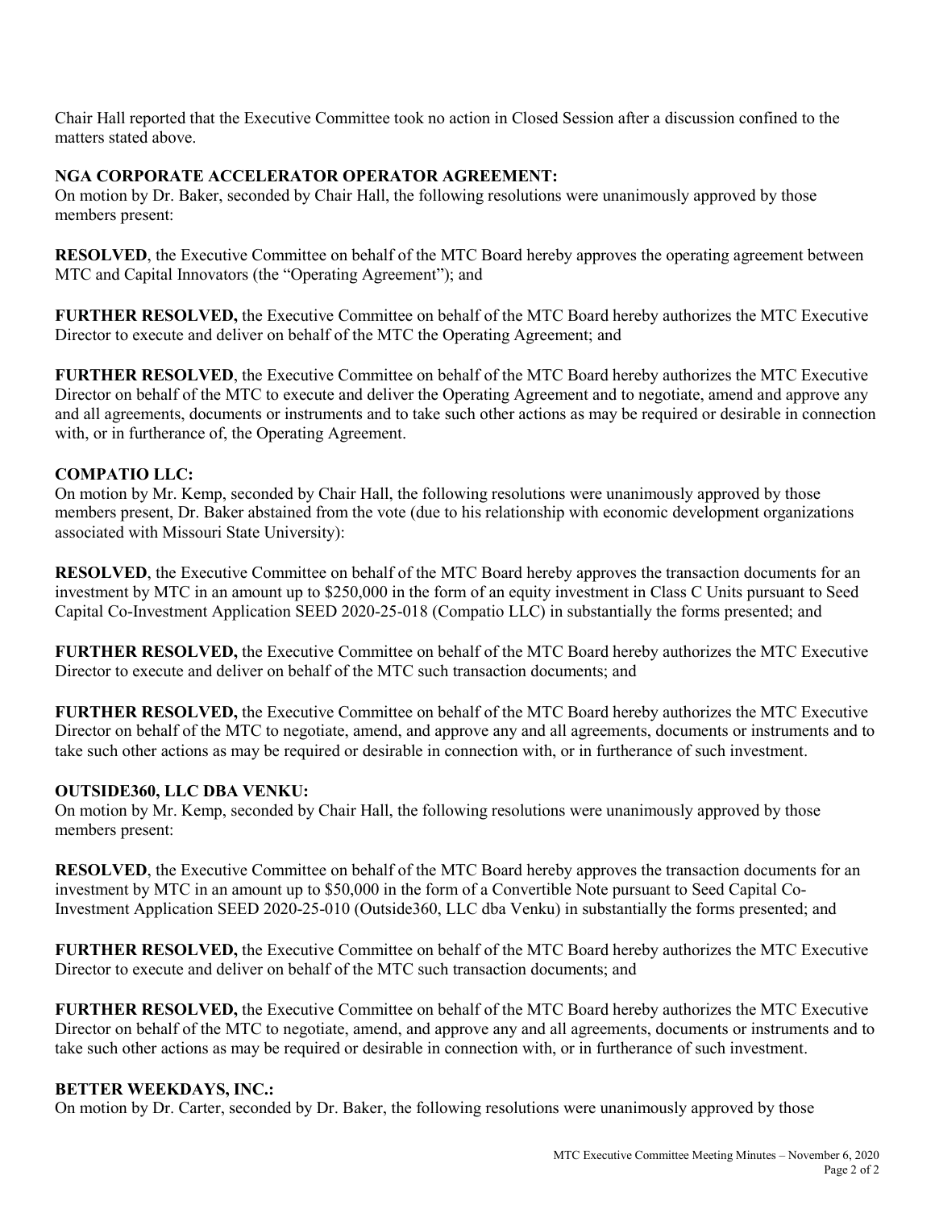Chair Hall reported that the Executive Committee took no action in Closed Session after a discussion confined to the matters stated above.

**NGA CORPORATE ACCELERATOR OPERATOR AGREEMENT:**
On motion by Dr. Baker, seconded by Chair Hall, the following resolutions were unanimously approved by those members present:

**RESOLVED**, the Executive Committee on behalf of the MTC Board hereby approves the operating agreement between MTC and Capital Innovators (the "Operating Agreement"); and

**FURTHER RESOLVED,** the Executive Committee on behalf of the MTC Board hereby authorizes the MTC Executive Director to execute and deliver on behalf of the MTC the Operating Agreement; and

**FURTHER RESOLVED**, the Executive Committee on behalf of the MTC Board hereby authorizes the MTC Executive Director on behalf of the MTC to execute and deliver the Operating Agreement and to negotiate, amend and approve any and all agreements, documents or instruments and to take such other actions as may be required or desirable in connection with, or in furtherance of, the Operating Agreement.

**COMPATIO LLC:**
On motion by Mr. Kemp, seconded by Chair Hall, the following resolutions were unanimously approved by those members present, Dr. Baker abstained from the vote (due to his relationship with economic development organizations associated with Missouri State University):

**RESOLVED**, the Executive Committee on behalf of the MTC Board hereby approves the transaction documents for an investment by MTC in an amount up to $250,000 in the form of an equity investment in Class C Units pursuant to Seed Capital Co-Investment Application SEED 2020-25-018 (Compatio LLC) in substantially the forms presented; and

**FURTHER RESOLVED,** the Executive Committee on behalf of the MTC Board hereby authorizes the MTC Executive Director to execute and deliver on behalf of the MTC such transaction documents; and

**FURTHER RESOLVED,** the Executive Committee on behalf of the MTC Board hereby authorizes the MTC Executive Director on behalf of the MTC to negotiate, amend, and approve any and all agreements, documents or instruments and to take such other actions as may be required or desirable in connection with, or in furtherance of such investment.

**OUTSIDE360, LLC DBA VENKU:**
On motion by Mr. Kemp, seconded by Chair Hall, the following resolutions were unanimously approved by those members present:

**RESOLVED**, the Executive Committee on behalf of the MTC Board hereby approves the transaction documents for an investment by MTC in an amount up to $50,000 in the form of a Convertible Note pursuant to Seed Capital Co-Investment Application SEED 2020-25-010 (Outside360, LLC dba Venku) in substantially the forms presented; and

**FURTHER RESOLVED,** the Executive Committee on behalf of the MTC Board hereby authorizes the MTC Executive Director to execute and deliver on behalf of the MTC such transaction documents; and

**FURTHER RESOLVED,** the Executive Committee on behalf of the MTC Board hereby authorizes the MTC Executive Director on behalf of the MTC to negotiate, amend, and approve any and all agreements, documents or instruments and to take such other actions as may be required or desirable in connection with, or in furtherance of such investment.

**BETTER WEEKDAYS, INC.:**
On motion by Dr. Carter, seconded by Dr. Baker, the following resolutions were unanimously approved by those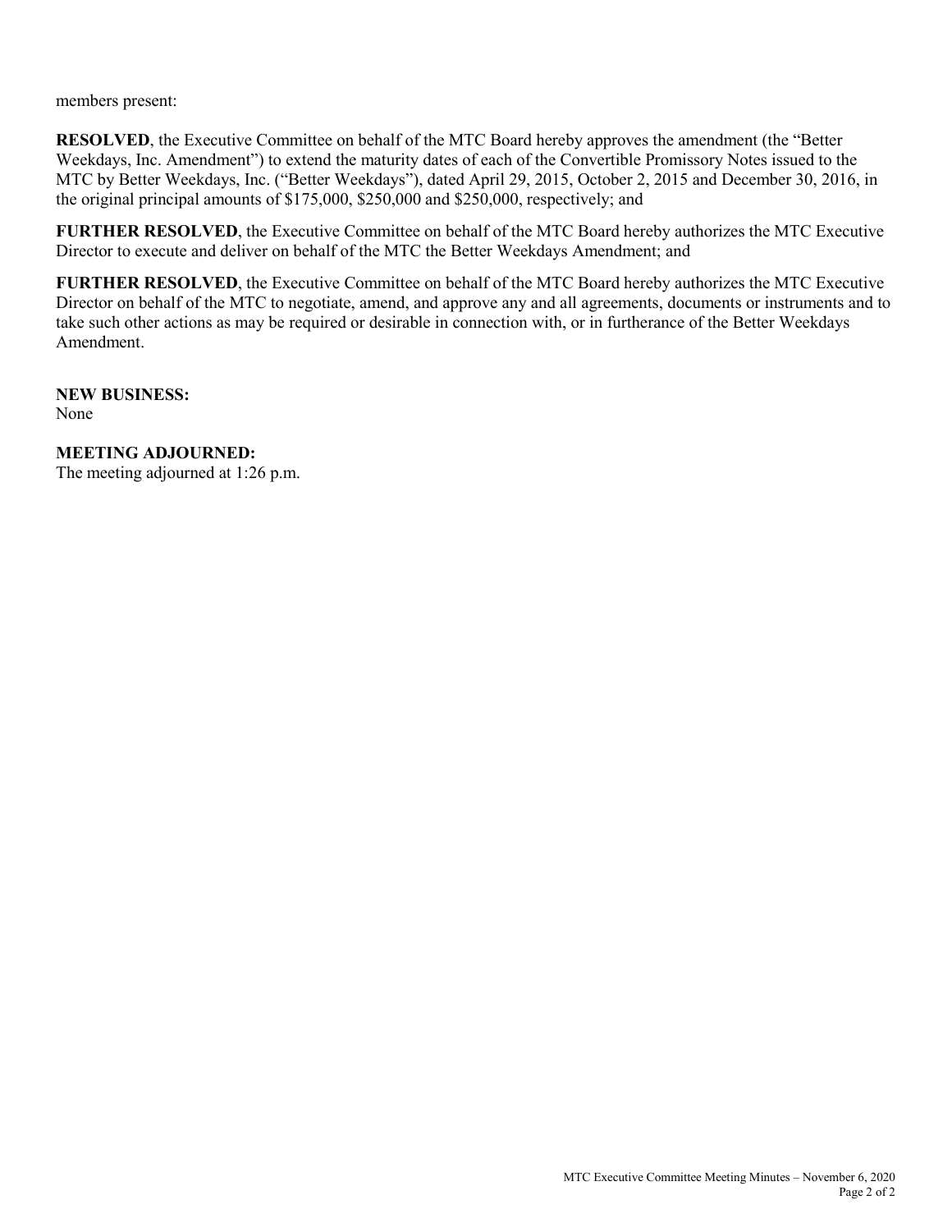members present:

**RESOLVED**, the Executive Committee on behalf of the MTC Board hereby approves the amendment (the "Better Weekdays, Inc. Amendment") to extend the maturity dates of each of the Convertible Promissory Notes issued to the MTC by Better Weekdays, Inc. ("Better Weekdays"), dated April 29, 2015, October 2, 2015 and December 30, 2016, in the original principal amounts of $175,000, $250,000 and $250,000, respectively; and

**FURTHER RESOLVED**, the Executive Committee on behalf of the MTC Board hereby authorizes the MTC Executive Director to execute and deliver on behalf of the MTC the Better Weekdays Amendment; and

**FURTHER RESOLVED**, the Executive Committee on behalf of the MTC Board hereby authorizes the MTC Executive Director on behalf of the MTC to negotiate, amend, and approve any and all agreements, documents or instruments and to take such other actions as may be required or desirable in connection with, or in furtherance of the Better Weekdays Amendment.

**NEW BUSINESS:**
None

**MEETING ADJOURNED:**
The meeting adjourned at 1:26 p.m.